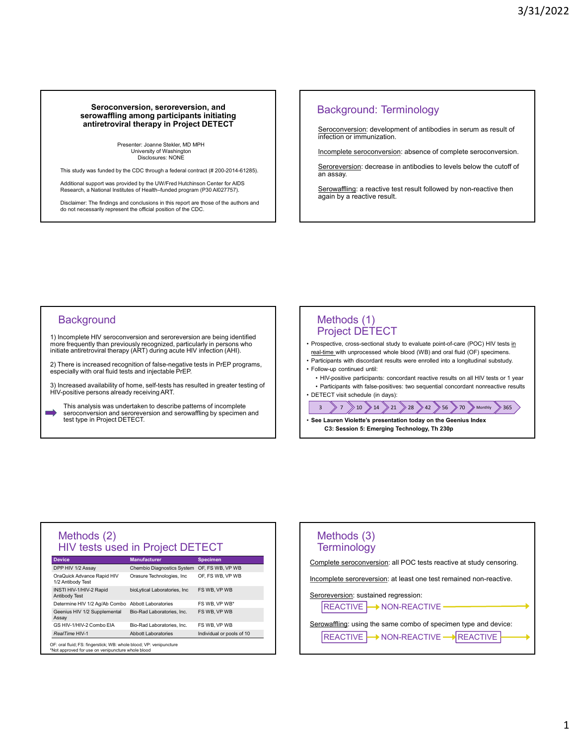# Seroconversion, seroreversion, and serowaffling among participants initiating antiretroviral therapy in Project DETECT

Presenter: Joanne Stekler, MD MPH
University of Washington
Disclosures: NONE

This study was funded by the CDC through a federal contract (# 200-2014-61285).

Additional support was provided by the UW/Fred Hutchinson Center for AIDS Research, a National Institutes of Health–funded program (P30 AI027757).

Disclaimer: The findings and conclusions in this report are those of the authors and do not necessarily represent the official position of the CDC.

## Background: Terminology

Seroconversion: development of antibodies in serum as result of infection or immunization.

Incomplete seroconversion: absence of complete seroconversion.

Seroreversion: decrease in antibodies to levels below the cutoff of an assay.

Serowaffling: a reactive test result followed by non-reactive then again by a reactive result.

## Background

1) Incomplete HIV seroconversion and seroreversion are being identified more frequently than previously recognized, particularly in persons who initiate antiretroviral therapy (ART) during acute HIV infection (AHI).

2) There is increased recognition of false-negative tests in PrEP programs, especially with oral fluid tests and injectable PrEP.

3) Increased availability of home, self-tests has resulted in greater testing of HIV-positive persons already receiving ART.

➡ This analysis was undertaken to describe patterns of incomplete seroconversion and seroreversion and serowaffling by specimen and test type in Project DETECT.

## Methods (1) Project DETECT

- Prospective, cross-sectional study to evaluate point-of-care (POC) HIV tests in real-time with unprocessed whole blood (WB) and oral fluid (OF) specimens.
- Participants with discordant results were enrolled into a longitudinal substudy.
- Follow-up continued until:
  - HIV-positive participants: concordant reactive results on all HIV tests or 1 year
  - Participants with false-positives: two sequential concordant nonreactive results
- DETECT visit schedule (in days):

3 → 7 → 10 → 14 → 21 → 28 → 42 → 56 → 70 → Monthly → 365

- **See Lauren Violette's presentation today on the Geenius Index C3: Session 5: Emerging Technology, Th 230p**

## Methods (2) HIV tests used in Project DETECT

| Device | Manufacturer | Specimen |
|---|---|---|
| DPP HIV 1/2 Assay | Chembio Diagnostics System | OF, FS WB, VP WB |
| OraQuick Advance Rapid HIV 1/2 Antibody Test | Orasure Technologies, Inc | OF, FS WB, VP WB |
| INSTI HIV-1/HIV-2 Rapid Antibody Test | bioLytical Laboratories, Inc | FS WB, VP WB |
| Determine HIV 1/2 Ag/Ab Combo | Abbott Laboratories | FS WB, VP WB* |
| Geenius HIV 1/2 Supplemental Assay | Bio-Rad Laboratories, Inc. | FS WB, VP WB |
| GS HIV-1/HIV-2 Combo EIA | Bio-Rad Laboratories, Inc. | FS WB, VP WB |
| *RealTime* HIV-1 | Abbott Laboratories | Individual or pools of 10 |

OF: oral fluid; FS: fingerstick; WB: whole blood; VP: venipuncture
*Not approved for use on venipuncture whole blood

## Methods (3) Terminology

Complete seroconversion: all POC tests reactive at study censoring.

Incomplete seroreversion: at least one test remained non-reactive.

Seroreversion: sustained regression:

REACTIVE → NON-REACTIVE →

Serowaffling: using the same combo of specimen type and device:

REACTIVE → NON-REACTIVE → REACTIVE →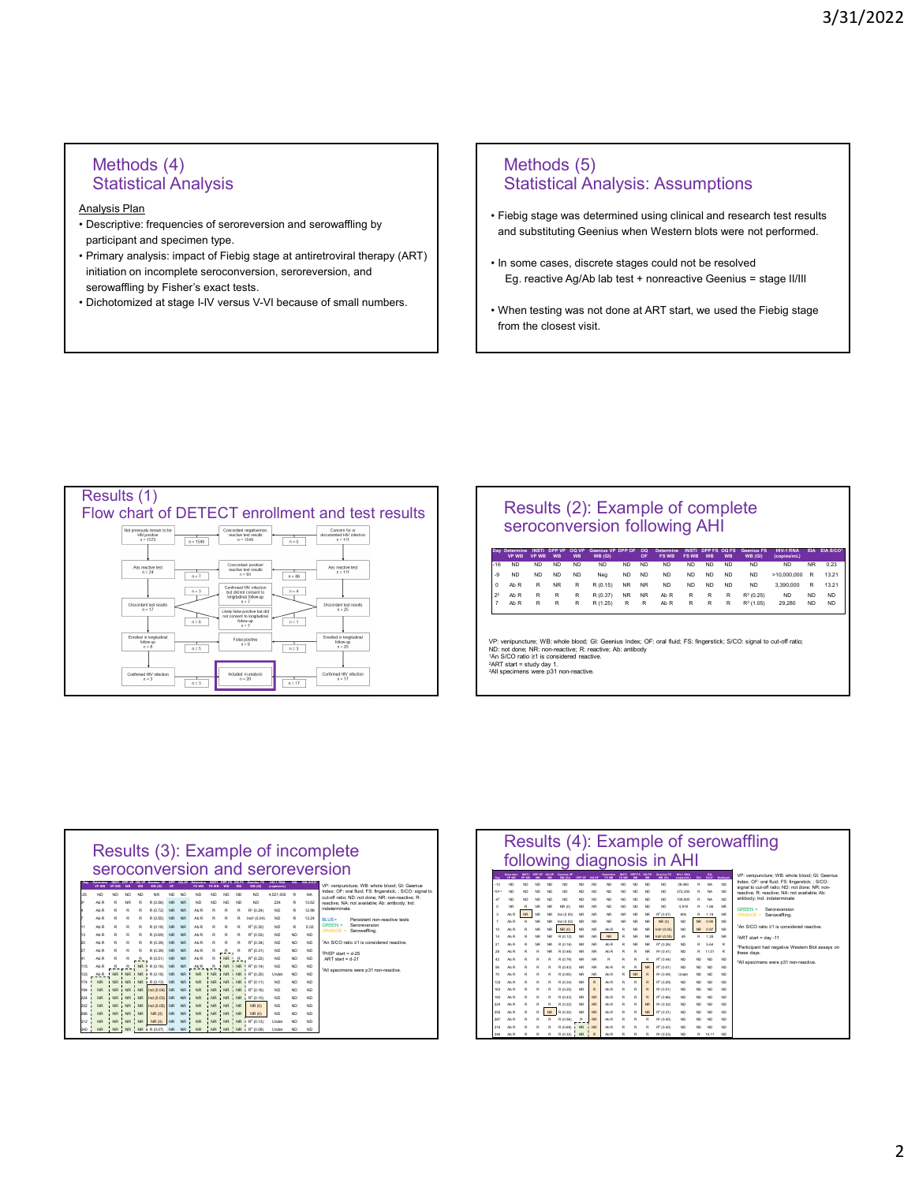## Methods (4)
## Statistical Analysis

Analysis Plan

- Descriptive: frequencies of seroreversion and serowaffling by participant and specimen type.
- Primary analysis: impact of Fiebig stage at antiretroviral therapy (ART) initiation on incomplete seroconversion, seroreversion, and serowaffling by Fisher's exact tests.
- Dichotomized at stage I-IV versus V-VI because of small numbers.

## Methods (5)
## Statistical Analysis: Assumptions

- Fiebig stage was determined using clinical and research test results and substituting Geenius when Western blots were not performed.
- In some cases, discrete stages could not be resolved
  Eg. reactive Ag/Ab lab test + nonreactive Geenius = stage II/III
- When testing was not done at ART start, we used the Fiebig stage from the closest visit.

## Results (1)
## Flow chart of DETECT enrollment and test results

- Not previously known to be HIV-positive, n = 1573
- n = 1549
- Concordant negative/non-reactive test results, n = 1549
- n = 0
- Concern for or documented HIV infection, n = 111
- Any reactive test, n = 24
- n = 7
- Concordant positive/reactive test results, n = 93
- n = 86
- Any reactive test, n = 111
- n = 3
- Confirmed HIV infection but did not consent to longitudinal follow-up, n = 7
- n = 4
- Discordant test results, n = 17
- Likely false positive but did not consent to longitudinal follow-up, n = 7
- n = 6
- n = 1
- Discordant test results, n = 25
- Enrolled in longitudinal follow-up, n = 8
- False positive, n = 8
- n = 5
- n = 3
- Enrolled in longitudinal follow-up, n = 20
- Confirmed HIV infection, n = 3
- n = 3
- Included in analysis, n = 20
- n = 17
- Confirmed HIV infection, n = 17

## Results (2): Example of complete seroconversion following AHI

| Day | Determine VP WB | INSTI VP WB | DPP VP WB | OQ VP WB | Geenius VP WB (GI) | DPP OF | OQ OF | Determine FS WB | INSTI FS WB | DPP FS WB | OQ FS WB | Geenius FS WB (GI) | HIV-1 RNA (copies/mL) | EIA | EIA S/CO[1] |
|---|---|---|---|---|---|---|---|---|---|---|---|---|---|---|---|
| -16 | ND | ND | ND | ND | ND | ND | ND | ND | ND | ND | ND | ND | ND | NR | 0.23 |
| -9 | ND | ND | ND | ND | Neg | ND | ND | ND | ND | ND | ND | ND | >10,000,000 | R | 13.21 |
| 0 | Ab R | R | NR | R | R (0.15) | NR | NR | ND | ND | ND | ND | ND | 3,390,000 | R | 13.21 |
| 2[2] | Ab R | R | R | R | R (0.37) | NR | NR | Ab R | R | R | R | R[3] (0.25) | ND | ND | ND |
| 7 | Ab R | R | R | R | R (1.25) | R | R | Ab R | R | R | R | R[3] (1.05) | 29,280 | ND | ND |

VP: venipuncture; WB: whole blood; GI: Geenius Index; OF: oral fluid; FS: fingerstick; S/CO: signal to cut-off ratio; ND: not done; NR: non-reactive; R: reactive; Ab: antibody
[1]An S/CO ratio ≥1 is considered reactive.
[2]ART start = study day 1.
[3]All specimens were p31 non-reactive.

## Results (3): Example of incomplete seroconversion and seroreversion

| Day | Determine VP WB | INSTI VP WB | DPP VP WB | OQ VP WB | Geenius VP WB (GI) | DPP OF | OQ OF | Determine FS WB | INSTI FS WB | DPP FS WB | OQ FS WB | Geenius FS WB (GI) | HIV-1 RNA (copies/mL) | EIA | EIA S/CO |
|---|---|---|---|---|---|---|---|---|---|---|---|---|---|---|---|
| -25 | ND | ND | ND | ND | NR | ND | ND | ND | ND | ND | ND | ND | 4,521,000 | R | NA |
| 0 | Ab R | R | NR | R | R (0.56) | NR | NR | ND | ND | ND | ND | ND | 224 | R | 13.62 |
| 4 | Ab R | R | R | R | R (0.72) | NR | NR | Ab R | R | R | R | R (0.24) | ND | R | 12.96 |
| 7 | Ab R | R | R | R | R (0.55) | NR | NR | Ab R | R | R | R | Ind (0.04) | ND | R | 13.24 |
| 11 | Ab R | R | R | R | R (0.16) | NR | NR | Ab R | R | R | R | R (0.20) | ND | R | 5.02 |
| 13 | Ab R | R | R | R | R (0.69) | NR | NR | Ab R | R | R | R | R (0.53) | ND | ND | ND |
| 20 | Ab R | R | R | R | R (0.39) | NR | NR | Ab R | R | R | R | R (0.34) | ND | ND | ND |
| 27 | Ab R | R | R | R | R (0.36) | NR | NR | Ab R | R | R | R | R (0.31) | ND | ND | ND |
| 41 | Ab R | R | R | R | R (0.51) | NR | NR | Ab R | R | NR | R | R (0.22) | ND | ND | ND |
| 115 | Ab R | R | R | NR | R (0.16) | NR | NR | Ab R | R | NR | NR | R (0.14) | ND | ND | ND |
| 133 | Ab R | NR | NR | NR | R (0.19) | NR | NR | NR | NR | NR | NR | R (0.20) | Undet | ND | ND |
| 174 | NR | NR | NR | NR | R (0.13) | NR | NR | NR | NR | NR | NR | R (0.11) | ND | ND | ND |
| 194 | NR | NR | NR | NR | Ind (0.04) | NR | NR | NR | NR | NR | NR | R (0.16) | ND | ND | ND |
| 224 | NR | NR | NR | NR | Ind (0.03) | NR | NR | NR | NR | NR | NR | R (0.10) | ND | ND | ND |
| 252 | NR | NR | NR | NR | Ind (0.05) | NR | NR | NR | NR | NR | NR | NR (0) | ND | ND | ND |
| 286 | NR | NR | NR | NR | NR (0) | NR | NR | NR | NR | NR | NR | NR (0) | ND | ND | ND |
| 312 | NR | NR | NR | NR | NR (0) | NR | NR | NR | NR | NR | NR | R (0.13) | Undet | ND | ND |
| 340 | NR | NR | NR | NR | R (0.07) | NR | NR | NR | NR | NR | NR | R (0.09) | Undet | ND | ND |

VP: venipuncture; WB: whole blood; GI: Geenius Index; OF: oral fluid; FS: fingerstick; ; S/CO: signal to cut-off ratio; ND: not done; NR: non-reactive; R: reactive; NA: not available; Ab: antibody; Ind: indeterminate

BLUE = Persistent non-reactive tests
GREEN = Seroreversion
ORANGE = Serowaffling.

[1]An S/CO ratio ≥1 is considered reactive.

[2]PrEP start = d-25
ART start = d-21

[3]All specimens were p31 non-reactive.

## Results (4): Example of serowaffling following diagnosis in AHI

| Day | Determine VP WB | INSTI VP WB | DPP VP WB | OQ VP WB | Geenius VP WB (GI) | DPP OF | OQ OF | Determine FS WB | INSTI FS WB | DPP FS WB | OQ FS WB | Geenius FS WB (GI) | HIV-1 RNA (copies/mL) | EIA | EIA S/CO | Multispot |
|---|---|---|---|---|---|---|---|---|---|---|---|---|---|---|---|---|
| -13 | ND | ND | ND | ND | ND | ND | ND | ND | ND | ND | ND | ND | 39,480 | R | NA | ND |
| -10 | ND | ND | ND | ND | ND | ND | ND | ND | ND | ND | ND | ND | 372,200 | R | NA | ND |
| -6 | ND | ND | ND | ND | ND | ND | ND | ND | ND | ND | ND | ND | 109,800 | R | NA | ND |
| 0 | NR | R | NR | NR | NR (0) | NR | NR | ND | ND | ND | ND | ND | 4,919 | R | 1.68 | NR |
| 3 | Ab R | NR | NR | NR | Ind (0.05) | NR | NR | NR | NR | NR | NR | R (0.07) | 806 | R | 1.16 | NR |
| 7 | Ab R | R | NR | NR | Ind (0.03) | NR | NR | NR | NR | NR | NR | NR (0) | ND | NR | 0.90 | NR |
| 10 | Ab R | R | NR | NR | NR (0) | NR | NR | Ab R | R | NR | NR | Ind (0.06) | ND | NR | 0.97 | ND |
| 14 | Ab R | R | NR | NR | R (0.12) | NR | NR | NR | R | NR | NR | Ind (0.05) | 69 | R | 1.28 | NR |
| 21 | Ab R | R | NR | NR | R (0.16) | NR | NR | Ab R | R | NR | NR | R (0.26) | ND | R | 5.64 | R |
| 28 | Ab R | R | R | NR | R (0.48) | NR | NR | Ab R | R | R | NR | R (0.41) | ND | R | 11.01 | R |
| 42 | Ab R | R | R | R | R (0.79) | NR | NR | R | R | R | R | R (0.44) | ND | ND | ND | ND |
| 56 | Ab R | R | R | R | R (0.43) | NR | NR | Ab R | R | R | NR | R (0.51) | ND | ND | ND | ND |
| 70 | Ab R | R | R | R | R (0.60) | NR | NR | Ab R | R | NR | R | R (0.49) | Undet | ND | ND | ND |
| 133 | Ab R | R | R | R | R (0.34) | NR | R | Ab R | R | R | R | R (0.29) | ND | ND | ND | ND |
| 163 | Ab R | R | R | R | R (0.25) | NR | R | Ab R | R | R | R | R (0.51) | ND | ND | ND | ND |
| 193 | Ab R | R | R | R | R (0.43) | NR | NR | Ab R | R | R | R | R (0.86) | ND | ND | ND | ND |
| 224 | Ab R | R | R | R | R (0.22) | NR | NR | Ab R | R | R | NR | R (0.32) | ND | ND | ND | ND |
| 258 | Ab R | R | R | NR | R (0.30) | NR | NR | Ab R | R | R | NR | R (0.31) | ND | ND | ND | ND |
| 287 | Ab R | R | R | R | R (0.56) | R | NR | Ab R | R | R | R | R (0.40) | ND | ND | ND | ND |
| 316 | Ab R | R | R | R | R (0.69) | NR | NR | Ab R | R | R | R | R (0.40) | ND | ND | ND | ND |
| 346 | Ab R | R | R | R | R (0.32) | NR | R | Ab R | R | R | R | R (0.23) | ND | R | 14.11 | ND |

VP: venipuncture; WB: whole blood; GI: Geenius Index; OF: oral fluid; FS: fingerstick; ; S/CO: signal to cut-off ratio; ND: not done; NR: non-reactive; R: reactive; NA: not available; Ab: antibody; Ind: indeterminate

GREEN = Seroreversion
ORANGE = Serowaffling.

[1]An S/CO ratio ≥1 is considered reactive.

[2]ART start = day -11

[3]Participant had negative Western Blot assays on these days.

[4]All specimens were p31 non-reactive.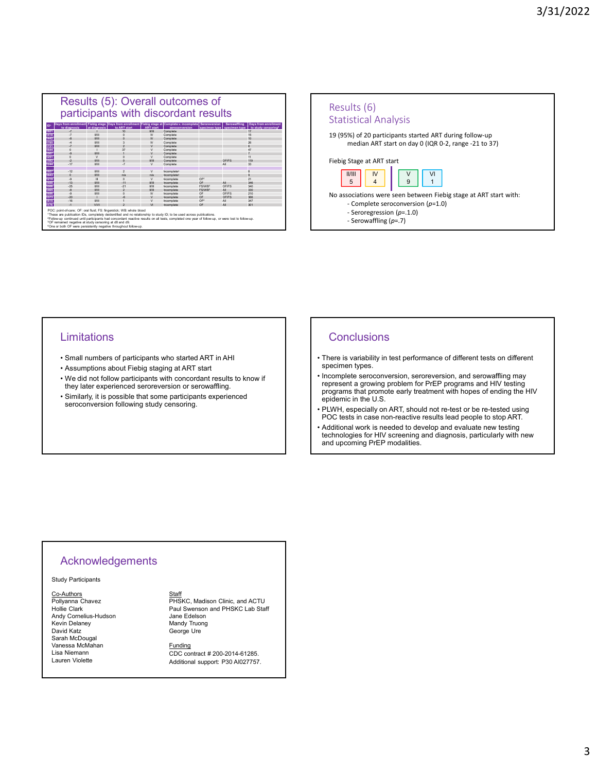## Results (5): Overall outcomes of participants with discordant results

| ID[1] | Days from enrollment to diagnosis | Fiebig stage at diagnosis | Days from enrollment to ART start | Fiebig stage at ART start | Complete v. incomplete seroconversion | Seroreversion specimen type | Serowaffling specimen type | Days from enrollment to study censoring[2] |
|---|---|---|---|---|---|---|---|---|
| | -7 | I | 10 | II/III | Complete | | | 17 |
| | -7 | II/III | 0 | IV | Complete | | | 15 |
| | -8 | II/III | 0 | IV | Complete | | | 10 |
| | -4 | II/III | 3 | IV | Complete | | | 26 |
| | -7 | II/III | 2 | V | Complete | | | 6 |
| | 0 | I | 37 | V | Complete | | | 47 |
| | -9 | II/III | 1 | V | Complete | | | 7 |
| | 0 | V | 0 | V | Complete | | | 11 |
| | -2 | II/III | 0 | II/III | Complete | | OF/FS | 119 |
| | -17 | II/III | -7 | V | Complete | | All | 33 |
| | | | | | | | | |
| | -12 | II/III | 2 | V | Incomplete[3] | | | 8 |
| | 0 | II/III | n/a | n/a | Incomplete[3] | | | 9 |
| | -9 | III | 0 | V | Incomplete | OF[4] | | 21 |
| | -13 | II/III | -11 | II/III | Incomplete | OF | All | 346 |
| | -25 | II/III | -21 | II/III | Incomplete | FS/WB[4] | OF/FS | 340 |
| | -8 | II/III | 2 | II/III | Incomplete | FS/WB[4] | All | 330 |
| | -9 | II/III | 0 | IV | Incomplete | OF | OF/FS | 210 |
| | -20 | I | -6 | V | Incomplete | OF | OF/FS | 366 |
| | -16 | II/III | 1 | V | Incomplete | OF[4] | All | 347 |
| | -1 | V/VI | 2 | VI | Incomplete | OF | All | 301 |

POC: point-of-care; OF: oral fluid; FS: fingerstick; WB: whole blood
[1]These are publication IDs, completely deidentified and no relationship to study ID; to be used across publications.
[2]Follow-up continued until participants had concordant reactive results on all tests, completed one year of follow-up, or were lost to follow-up.
[3]OF remained negative at study censoring at d8 and d9.
[4]One or both OF were persistently negative throughout follow-up.

## Results (6) Statistical Analysis

19 (95%) of 20 participants started ART during follow-up
median ART start on day 0 (IQR 0-2, range -21 to 37)

Fiebig Stage at ART start

II/III
5

IV
4

V
9

VI
1

No associations were seen between Fiebig stage at ART start with:

- Complete seroconversion (*p*=1.0)
- Seroregression (*p*=.1.0)
- Serowaffling (*p*=.7)

## Limitations

- Small numbers of participants who started ART in AHI
- Assumptions about Fiebig staging at ART start
- We did not follow participants with concordant results to know if they later experienced seroreversion or serowaffling.
- Similarly, it is possible that some participants experienced seroconversion following study censoring.

## Conclusions

- There is variability in test performance of different tests on different specimen types.
- Incomplete seroconversion, seroreversion, and serowaffling may represent a growing problem for PrEP programs and HIV testing programs that promote early treatment with hopes of ending the HIV epidemic in the U.S.
- PLWH, especially on ART, should not re-test or be re-tested using POC tests in case non-reactive results lead people to stop ART.
- Additional work is needed to develop and evaluate new testing technologies for HIV screening and diagnosis, particularly with new and upcoming PrEP modalities.

## Acknowledgements

Study Participants

Co-Authors
Pollyanna Chavez
Hollie Clark
Andy Cornelius-Hudson
Kevin Delaney
David Katz
Sarah McDougal
Vanessa McMahan
Lisa Niemann
Lauren Violette

Staff
PHSKC, Madison Clinic, and ACTU
Paul Swenson and PHSKC Lab Staff
Jane Edelson
Mandy Truong
George Ure

Funding
CDC contract # 200-2014-61285.
Additional support: P30 AI027757.